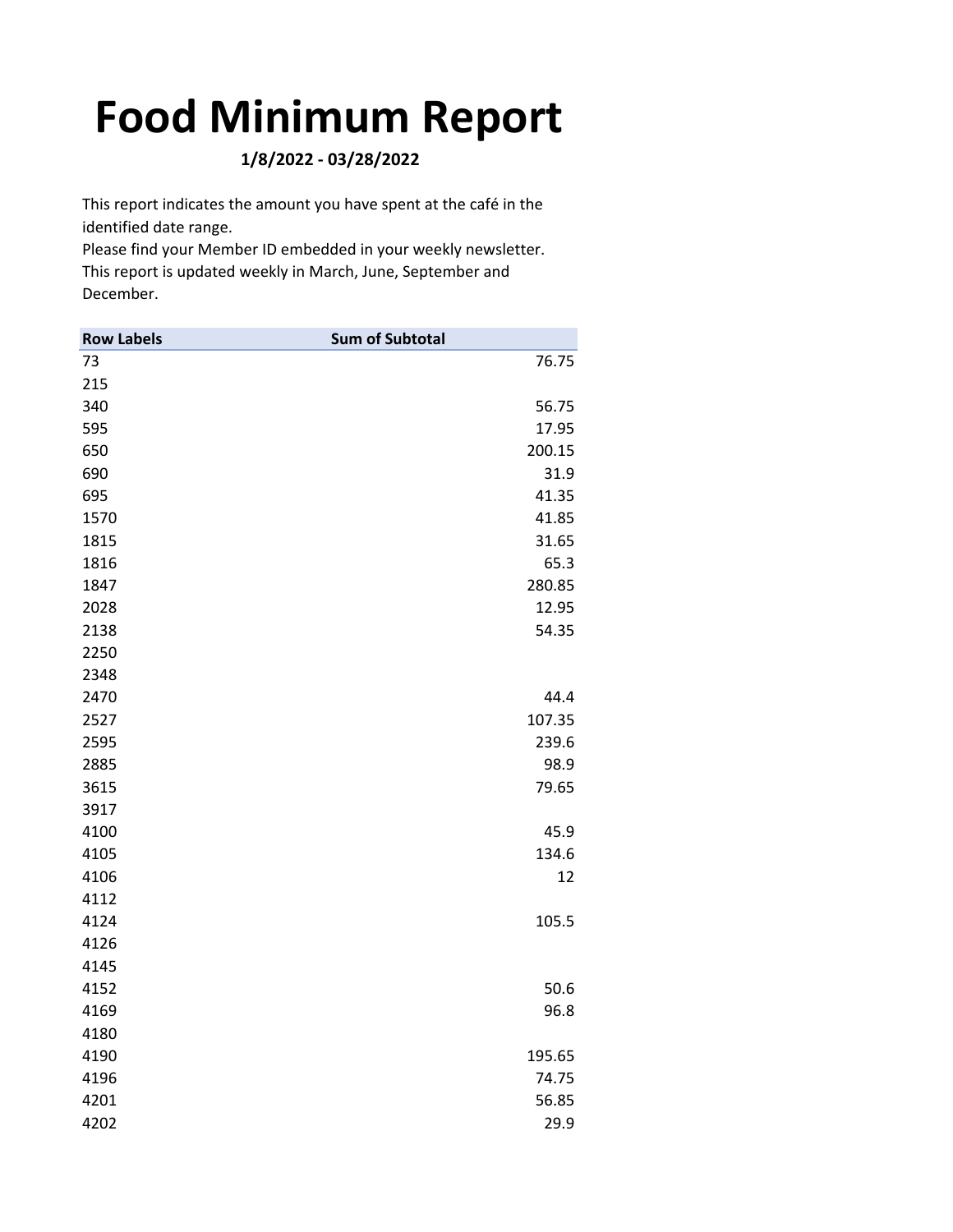# Food Minimum Report

**1/8/2022 - 03/28/2022**

This report indicates the amount you have spent at the café in the identified date range.
Please find your Member ID embedded in your weekly newsletter.
This report is updated weekly in March, June, September and December.

| Row Labels | Sum of Subtotal |
|---|---|
| 73 | 76.75 |
| 215 | |
| 340 | 56.75 |
| 595 | 17.95 |
| 650 | 200.15 |
| 690 | 31.9 |
| 695 | 41.35 |
| 1570 | 41.85 |
| 1815 | 31.65 |
| 1816 | 65.3 |
| 1847 | 280.85 |
| 2028 | 12.95 |
| 2138 | 54.35 |
| 2250 | |
| 2348 | |
| 2470 | 44.4 |
| 2527 | 107.35 |
| 2595 | 239.6 |
| 2885 | 98.9 |
| 3615 | 79.65 |
| 3917 | |
| 4100 | 45.9 |
| 4105 | 134.6 |
| 4106 | 12 |
| 4112 | |
| 4124 | 105.5 |
| 4126 | |
| 4145 | |
| 4152 | 50.6 |
| 4169 | 96.8 |
| 4180 | |
| 4190 | 195.65 |
| 4196 | 74.75 |
| 4201 | 56.85 |
| 4202 | 29.9 |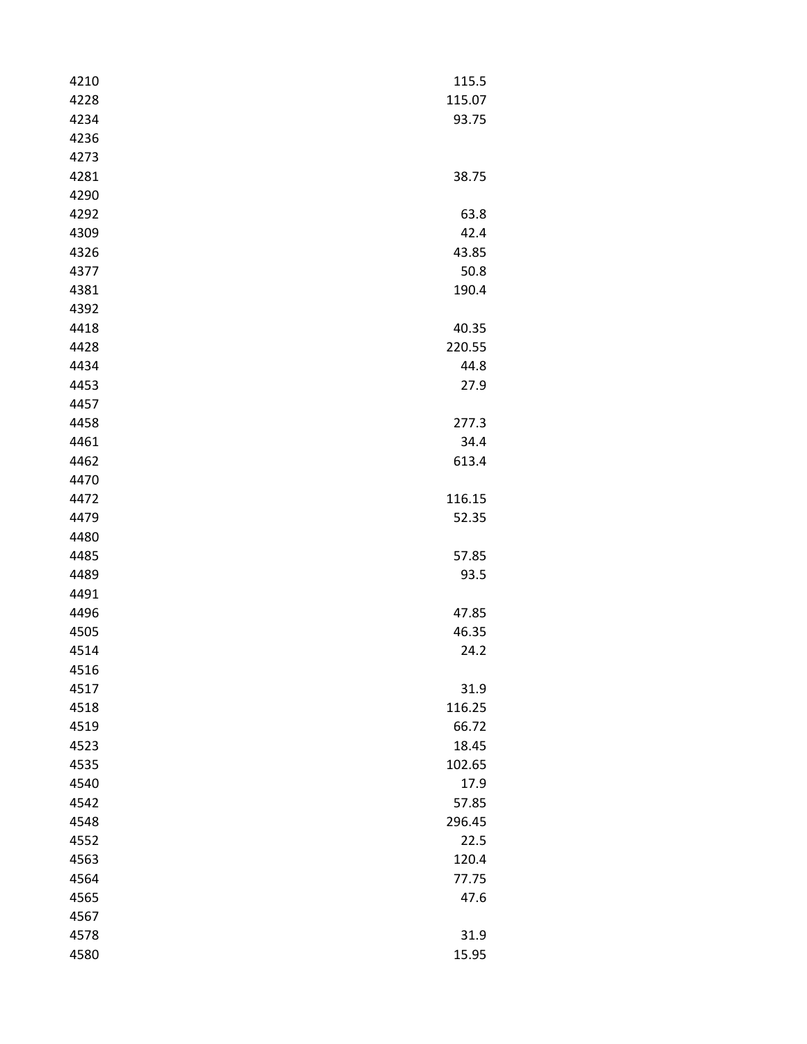| | |
|---|---|
| 4210 | 115.5 |
| 4228 | 115.07 |
| 4234 | 93.75 |
| 4236 | |
| 4273 | |
| 4281 | 38.75 |
| 4290 | |
| 4292 | 63.8 |
| 4309 | 42.4 |
| 4326 | 43.85 |
| 4377 | 50.8 |
| 4381 | 190.4 |
| 4392 | |
| 4418 | 40.35 |
| 4428 | 220.55 |
| 4434 | 44.8 |
| 4453 | 27.9 |
| 4457 | |
| 4458 | 277.3 |
| 4461 | 34.4 |
| 4462 | 613.4 |
| 4470 | |
| 4472 | 116.15 |
| 4479 | 52.35 |
| 4480 | |
| 4485 | 57.85 |
| 4489 | 93.5 |
| 4491 | |
| 4496 | 47.85 |
| 4505 | 46.35 |
| 4514 | 24.2 |
| 4516 | |
| 4517 | 31.9 |
| 4518 | 116.25 |
| 4519 | 66.72 |
| 4523 | 18.45 |
| 4535 | 102.65 |
| 4540 | 17.9 |
| 4542 | 57.85 |
| 4548 | 296.45 |
| 4552 | 22.5 |
| 4563 | 120.4 |
| 4564 | 77.75 |
| 4565 | 47.6 |
| 4567 | |
| 4578 | 31.9 |
| 4580 | 15.95 |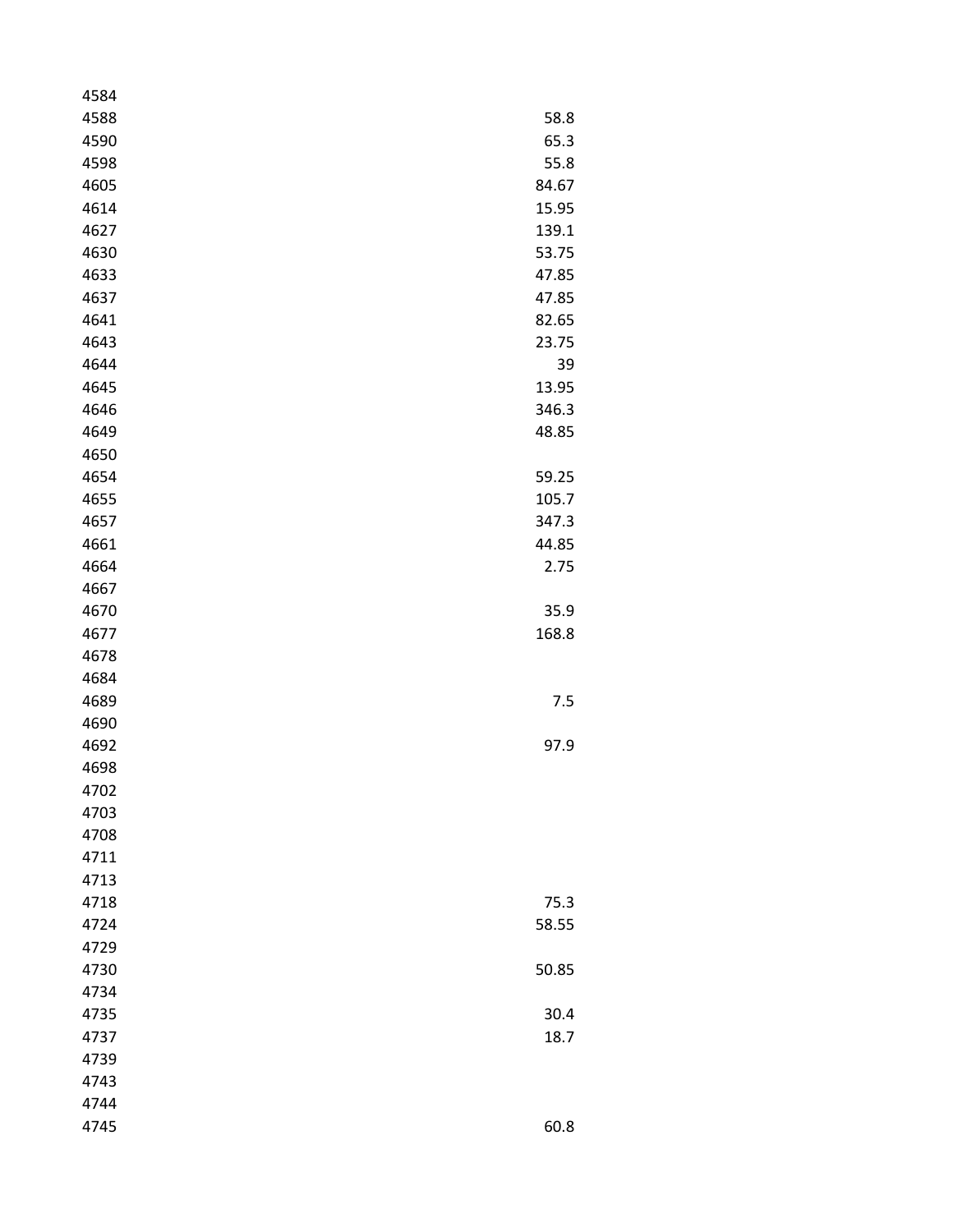| | |
|---|---|
| 4584 | |
| 4588 | 58.8 |
| 4590 | 65.3 |
| 4598 | 55.8 |
| 4605 | 84.67 |
| 4614 | 15.95 |
| 4627 | 139.1 |
| 4630 | 53.75 |
| 4633 | 47.85 |
| 4637 | 47.85 |
| 4641 | 82.65 |
| 4643 | 23.75 |
| 4644 | 39 |
| 4645 | 13.95 |
| 4646 | 346.3 |
| 4649 | 48.85 |
| 4650 | |
| 4654 | 59.25 |
| 4655 | 105.7 |
| 4657 | 347.3 |
| 4661 | 44.85 |
| 4664 | 2.75 |
| 4667 | |
| 4670 | 35.9 |
| 4677 | 168.8 |
| 4678 | |
| 4684 | |
| 4689 | 7.5 |
| 4690 | |
| 4692 | 97.9 |
| 4698 | |
| 4702 | |
| 4703 | |
| 4708 | |
| 4711 | |
| 4713 | |
| 4718 | 75.3 |
| 4724 | 58.55 |
| 4729 | |
| 4730 | 50.85 |
| 4734 | |
| 4735 | 30.4 |
| 4737 | 18.7 |
| 4739 | |
| 4743 | |
| 4744 | |
| 4745 | 60.8 |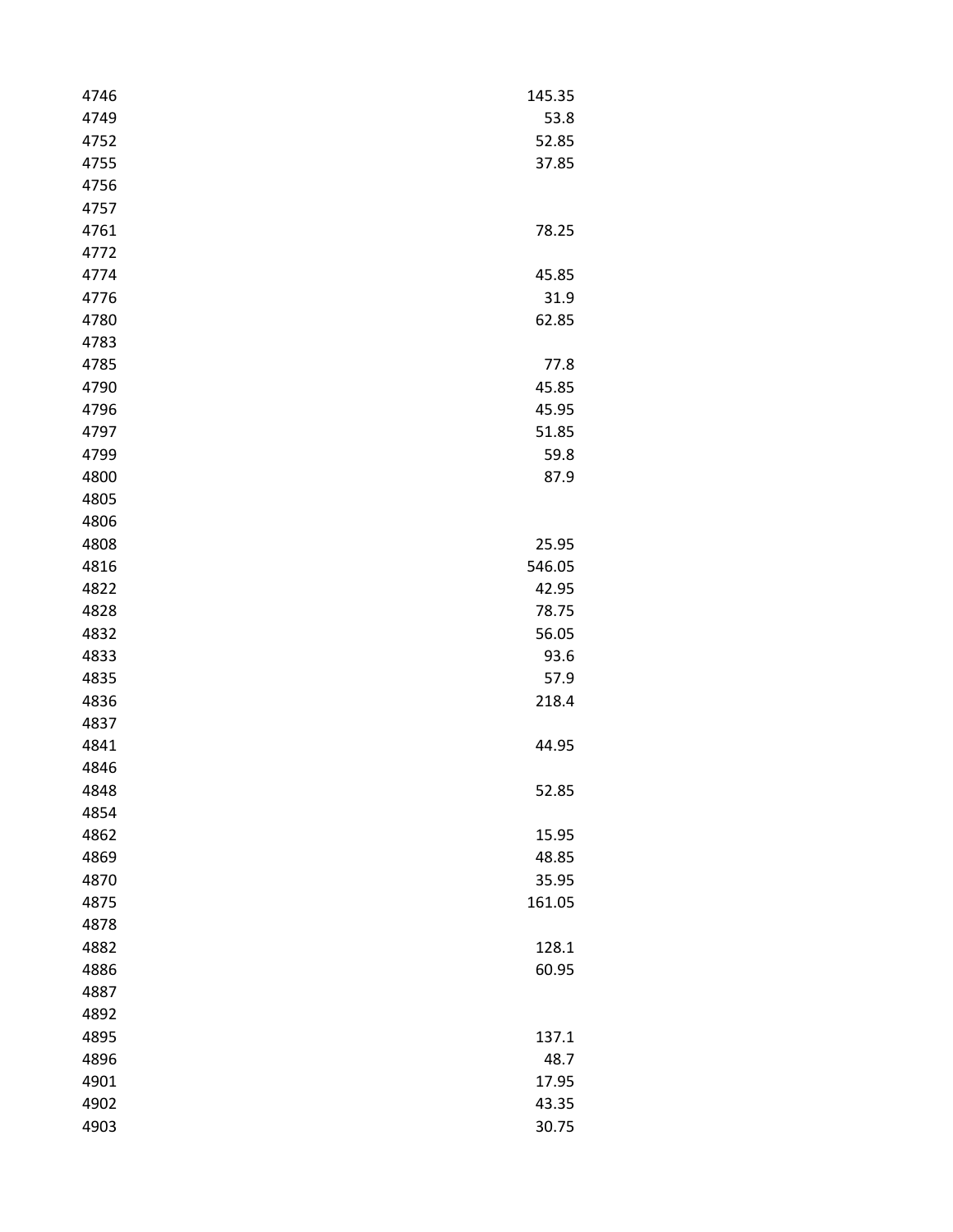| | |
|---|---|
| 4746 | 145.35 |
| 4749 | 53.8 |
| 4752 | 52.85 |
| 4755 | 37.85 |
| 4756 | |
| 4757 | |
| 4761 | 78.25 |
| 4772 | |
| 4774 | 45.85 |
| 4776 | 31.9 |
| 4780 | 62.85 |
| 4783 | |
| 4785 | 77.8 |
| 4790 | 45.85 |
| 4796 | 45.95 |
| 4797 | 51.85 |
| 4799 | 59.8 |
| 4800 | 87.9 |
| 4805 | |
| 4806 | |
| 4808 | 25.95 |
| 4816 | 546.05 |
| 4822 | 42.95 |
| 4828 | 78.75 |
| 4832 | 56.05 |
| 4833 | 93.6 |
| 4835 | 57.9 |
| 4836 | 218.4 |
| 4837 | |
| 4841 | 44.95 |
| 4846 | |
| 4848 | 52.85 |
| 4854 | |
| 4862 | 15.95 |
| 4869 | 48.85 |
| 4870 | 35.95 |
| 4875 | 161.05 |
| 4878 | |
| 4882 | 128.1 |
| 4886 | 60.95 |
| 4887 | |
| 4892 | |
| 4895 | 137.1 |
| 4896 | 48.7 |
| 4901 | 17.95 |
| 4902 | 43.35 |
| 4903 | 30.75 |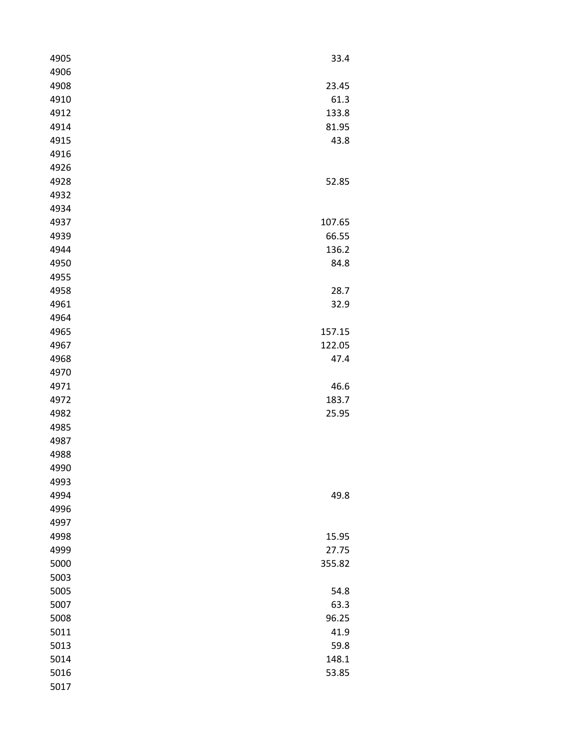| | |
|---|---|
| 4905 | 33.4 |
| 4906 | |
| 4908 | 23.45 |
| 4910 | 61.3 |
| 4912 | 133.8 |
| 4914 | 81.95 |
| 4915 | 43.8 |
| 4916 | |
| 4926 | |
| 4928 | 52.85 |
| 4932 | |
| 4934 | |
| 4937 | 107.65 |
| 4939 | 66.55 |
| 4944 | 136.2 |
| 4950 | 84.8 |
| 4955 | |
| 4958 | 28.7 |
| 4961 | 32.9 |
| 4964 | |
| 4965 | 157.15 |
| 4967 | 122.05 |
| 4968 | 47.4 |
| 4970 | |
| 4971 | 46.6 |
| 4972 | 183.7 |
| 4982 | 25.95 |
| 4985 | |
| 4987 | |
| 4988 | |
| 4990 | |
| 4993 | |
| 4994 | 49.8 |
| 4996 | |
| 4997 | |
| 4998 | 15.95 |
| 4999 | 27.75 |
| 5000 | 355.82 |
| 5003 | |
| 5005 | 54.8 |
| 5007 | 63.3 |
| 5008 | 96.25 |
| 5011 | 41.9 |
| 5013 | 59.8 |
| 5014 | 148.1 |
| 5016 | 53.85 |
| 5017 | |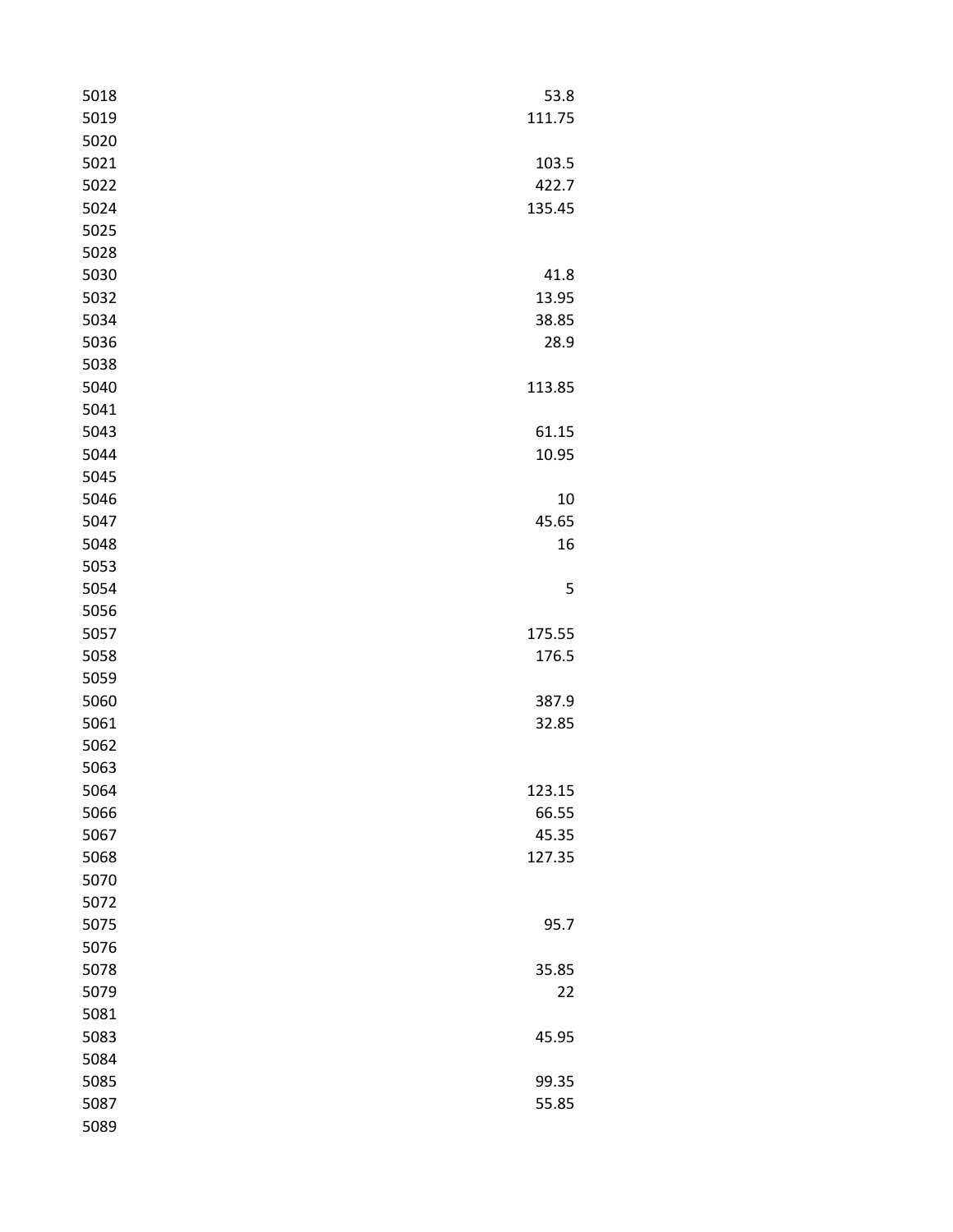| | |
|---|---|
| 5018 | 53.8 |
| 5019 | 111.75 |
| 5020 | |
| 5021 | 103.5 |
| 5022 | 422.7 |
| 5024 | 135.45 |
| 5025 | |
| 5028 | |
| 5030 | 41.8 |
| 5032 | 13.95 |
| 5034 | 38.85 |
| 5036 | 28.9 |
| 5038 | |
| 5040 | 113.85 |
| 5041 | |
| 5043 | 61.15 |
| 5044 | 10.95 |
| 5045 | |
| 5046 | 10 |
| 5047 | 45.65 |
| 5048 | 16 |
| 5053 | |
| 5054 | 5 |
| 5056 | |
| 5057 | 175.55 |
| 5058 | 176.5 |
| 5059 | |
| 5060 | 387.9 |
| 5061 | 32.85 |
| 5062 | |
| 5063 | |
| 5064 | 123.15 |
| 5066 | 66.55 |
| 5067 | 45.35 |
| 5068 | 127.35 |
| 5070 | |
| 5072 | |
| 5075 | 95.7 |
| 5076 | |
| 5078 | 35.85 |
| 5079 | 22 |
| 5081 | |
| 5083 | 45.95 |
| 5084 | |
| 5085 | 99.35 |
| 5087 | 55.85 |
| 5089 | |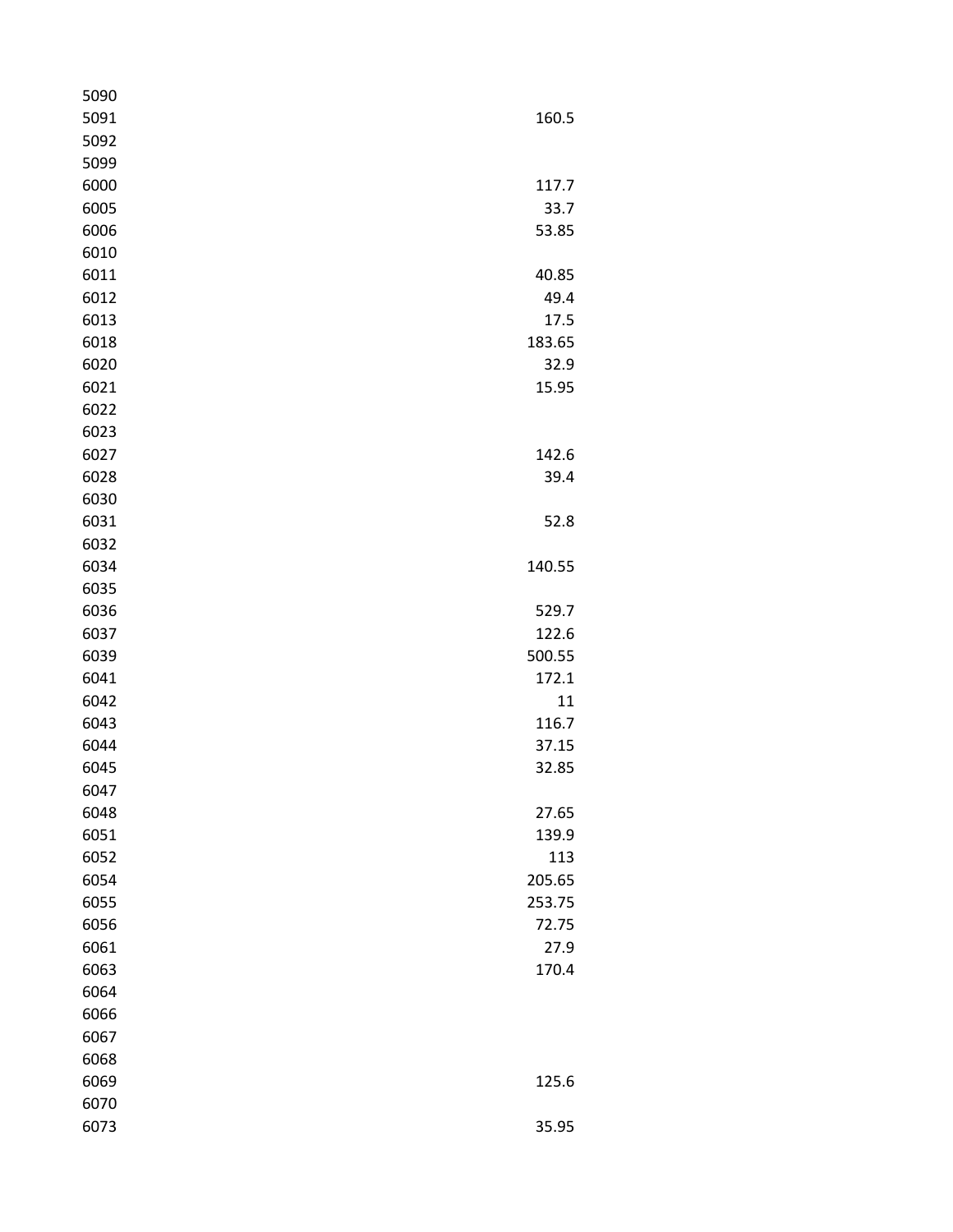| | |
|---|---|
| 5090 | |
| 5091 | 160.5 |
| 5092 | |
| 5099 | |
| 6000 | 117.7 |
| 6005 | 33.7 |
| 6006 | 53.85 |
| 6010 | |
| 6011 | 40.85 |
| 6012 | 49.4 |
| 6013 | 17.5 |
| 6018 | 183.65 |
| 6020 | 32.9 |
| 6021 | 15.95 |
| 6022 | |
| 6023 | |
| 6027 | 142.6 |
| 6028 | 39.4 |
| 6030 | |
| 6031 | 52.8 |
| 6032 | |
| 6034 | 140.55 |
| 6035 | |
| 6036 | 529.7 |
| 6037 | 122.6 |
| 6039 | 500.55 |
| 6041 | 172.1 |
| 6042 | 11 |
| 6043 | 116.7 |
| 6044 | 37.15 |
| 6045 | 32.85 |
| 6047 | |
| 6048 | 27.65 |
| 6051 | 139.9 |
| 6052 | 113 |
| 6054 | 205.65 |
| 6055 | 253.75 |
| 6056 | 72.75 |
| 6061 | 27.9 |
| 6063 | 170.4 |
| 6064 | |
| 6066 | |
| 6067 | |
| 6068 | |
| 6069 | 125.6 |
| 6070 | |
| 6073 | 35.95 |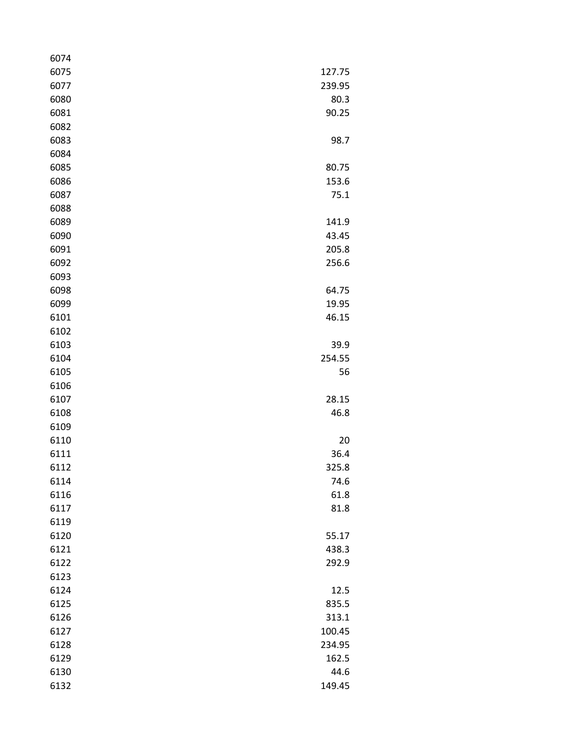| | |
|---|---|
| 6074 | |
| 6075 | 127.75 |
| 6077 | 239.95 |
| 6080 | 80.3 |
| 6081 | 90.25 |
| 6082 | |
| 6083 | 98.7 |
| 6084 | |
| 6085 | 80.75 |
| 6086 | 153.6 |
| 6087 | 75.1 |
| 6088 | |
| 6089 | 141.9 |
| 6090 | 43.45 |
| 6091 | 205.8 |
| 6092 | 256.6 |
| 6093 | |
| 6098 | 64.75 |
| 6099 | 19.95 |
| 6101 | 46.15 |
| 6102 | |
| 6103 | 39.9 |
| 6104 | 254.55 |
| 6105 | 56 |
| 6106 | |
| 6107 | 28.15 |
| 6108 | 46.8 |
| 6109 | |
| 6110 | 20 |
| 6111 | 36.4 |
| 6112 | 325.8 |
| 6114 | 74.6 |
| 6116 | 61.8 |
| 6117 | 81.8 |
| 6119 | |
| 6120 | 55.17 |
| 6121 | 438.3 |
| 6122 | 292.9 |
| 6123 | |
| 6124 | 12.5 |
| 6125 | 835.5 |
| 6126 | 313.1 |
| 6127 | 100.45 |
| 6128 | 234.95 |
| 6129 | 162.5 |
| 6130 | 44.6 |
| 6132 | 149.45 |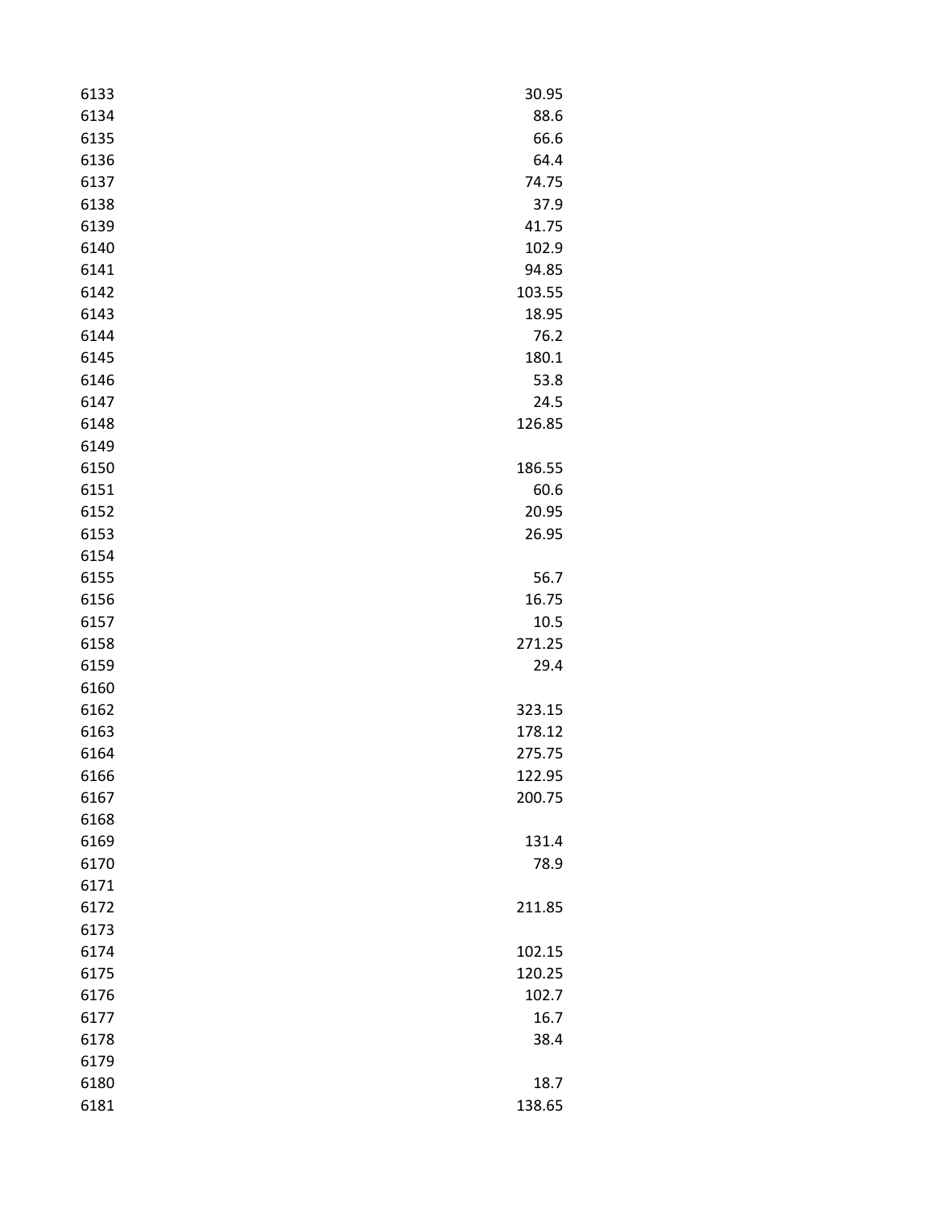| | |
|---|---|
| 6133 | 30.95 |
| 6134 | 88.6 |
| 6135 | 66.6 |
| 6136 | 64.4 |
| 6137 | 74.75 |
| 6138 | 37.9 |
| 6139 | 41.75 |
| 6140 | 102.9 |
| 6141 | 94.85 |
| 6142 | 103.55 |
| 6143 | 18.95 |
| 6144 | 76.2 |
| 6145 | 180.1 |
| 6146 | 53.8 |
| 6147 | 24.5 |
| 6148 | 126.85 |
| 6149 | |
| 6150 | 186.55 |
| 6151 | 60.6 |
| 6152 | 20.95 |
| 6153 | 26.95 |
| 6154 | |
| 6155 | 56.7 |
| 6156 | 16.75 |
| 6157 | 10.5 |
| 6158 | 271.25 |
| 6159 | 29.4 |
| 6160 | |
| 6162 | 323.15 |
| 6163 | 178.12 |
| 6164 | 275.75 |
| 6166 | 122.95 |
| 6167 | 200.75 |
| 6168 | |
| 6169 | 131.4 |
| 6170 | 78.9 |
| 6171 | |
| 6172 | 211.85 |
| 6173 | |
| 6174 | 102.15 |
| 6175 | 120.25 |
| 6176 | 102.7 |
| 6177 | 16.7 |
| 6178 | 38.4 |
| 6179 | |
| 6180 | 18.7 |
| 6181 | 138.65 |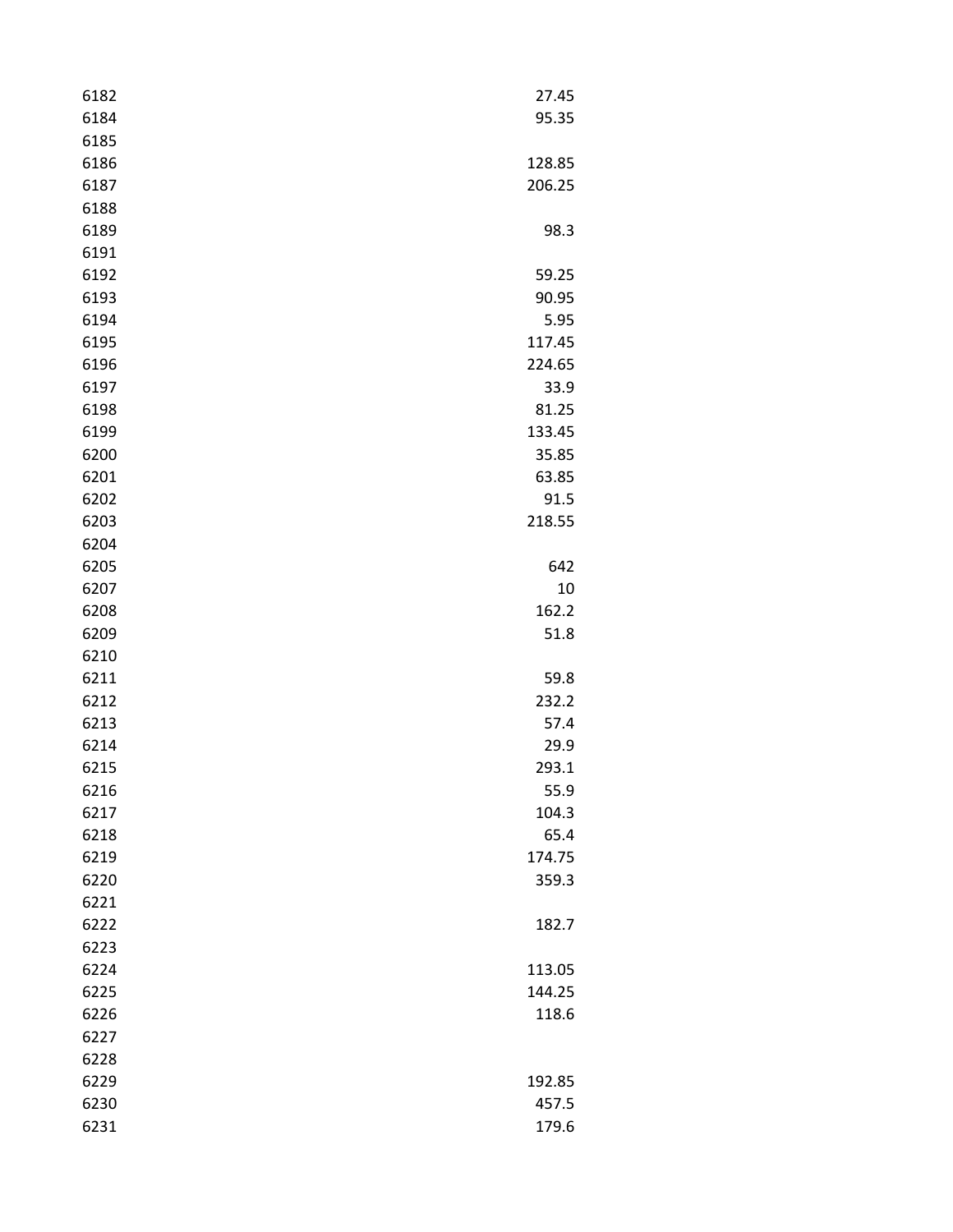| | |
|---|---|
| 6182 | 27.45 |
| 6184 | 95.35 |
| 6185 | |
| 6186 | 128.85 |
| 6187 | 206.25 |
| 6188 | |
| 6189 | 98.3 |
| 6191 | |
| 6192 | 59.25 |
| 6193 | 90.95 |
| 6194 | 5.95 |
| 6195 | 117.45 |
| 6196 | 224.65 |
| 6197 | 33.9 |
| 6198 | 81.25 |
| 6199 | 133.45 |
| 6200 | 35.85 |
| 6201 | 63.85 |
| 6202 | 91.5 |
| 6203 | 218.55 |
| 6204 | |
| 6205 | 642 |
| 6207 | 10 |
| 6208 | 162.2 |
| 6209 | 51.8 |
| 6210 | |
| 6211 | 59.8 |
| 6212 | 232.2 |
| 6213 | 57.4 |
| 6214 | 29.9 |
| 6215 | 293.1 |
| 6216 | 55.9 |
| 6217 | 104.3 |
| 6218 | 65.4 |
| 6219 | 174.75 |
| 6220 | 359.3 |
| 6221 | |
| 6222 | 182.7 |
| 6223 | |
| 6224 | 113.05 |
| 6225 | 144.25 |
| 6226 | 118.6 |
| 6227 | |
| 6228 | |
| 6229 | 192.85 |
| 6230 | 457.5 |
| 6231 | 179.6 |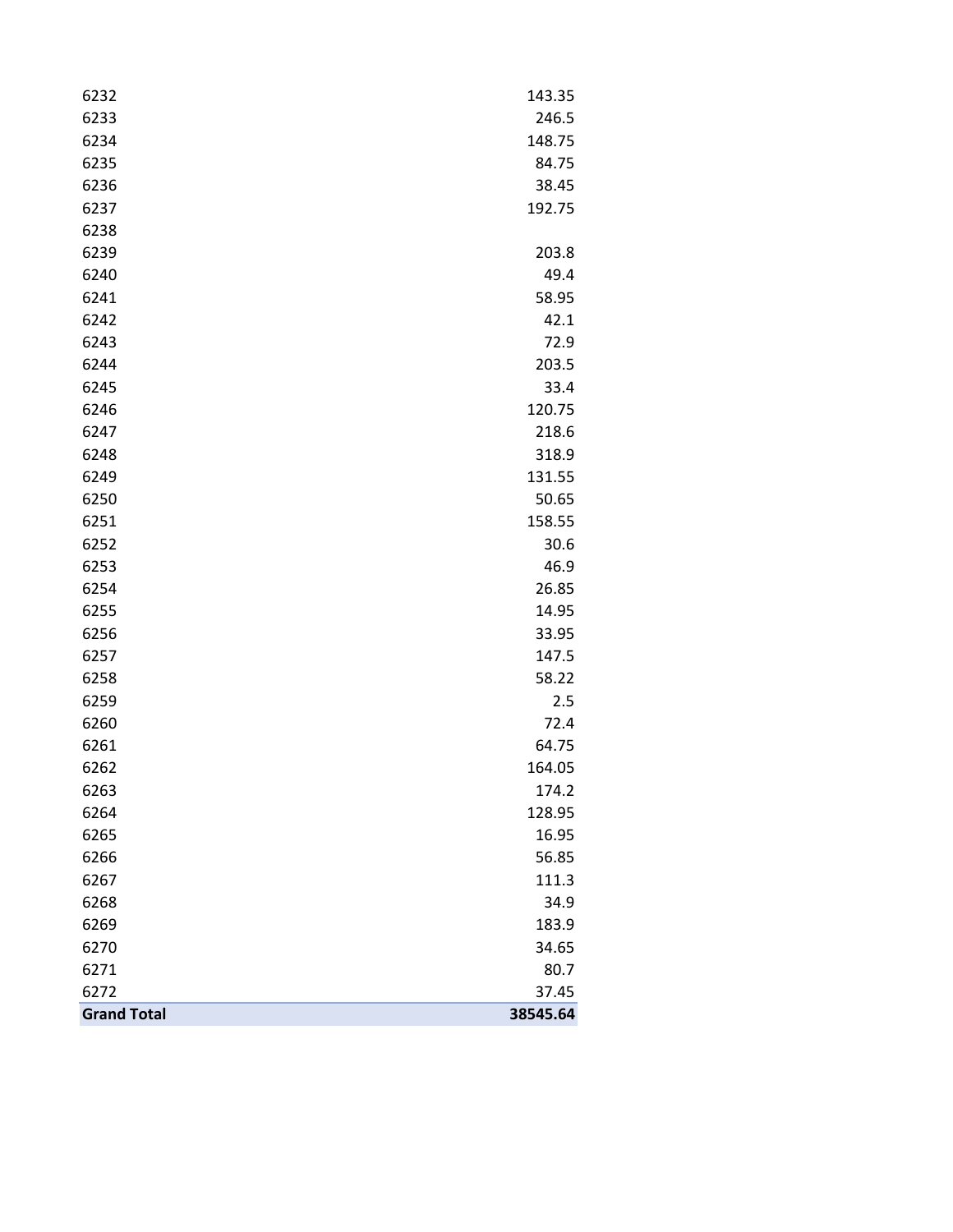| | |
|---|---|
| 6232 | 143.35 |
| 6233 | 246.5 |
| 6234 | 148.75 |
| 6235 | 84.75 |
| 6236 | 38.45 |
| 6237 | 192.75 |
| 6238 | |
| 6239 | 203.8 |
| 6240 | 49.4 |
| 6241 | 58.95 |
| 6242 | 42.1 |
| 6243 | 72.9 |
| 6244 | 203.5 |
| 6245 | 33.4 |
| 6246 | 120.75 |
| 6247 | 218.6 |
| 6248 | 318.9 |
| 6249 | 131.55 |
| 6250 | 50.65 |
| 6251 | 158.55 |
| 6252 | 30.6 |
| 6253 | 46.9 |
| 6254 | 26.85 |
| 6255 | 14.95 |
| 6256 | 33.95 |
| 6257 | 147.5 |
| 6258 | 58.22 |
| 6259 | 2.5 |
| 6260 | 72.4 |
| 6261 | 64.75 |
| 6262 | 164.05 |
| 6263 | 174.2 |
| 6264 | 128.95 |
| 6265 | 16.95 |
| 6266 | 56.85 |
| 6267 | 111.3 |
| 6268 | 34.9 |
| 6269 | 183.9 |
| 6270 | 34.65 |
| 6271 | 80.7 |
| 6272 | 37.45 |
| **Grand Total** | **38545.64** |